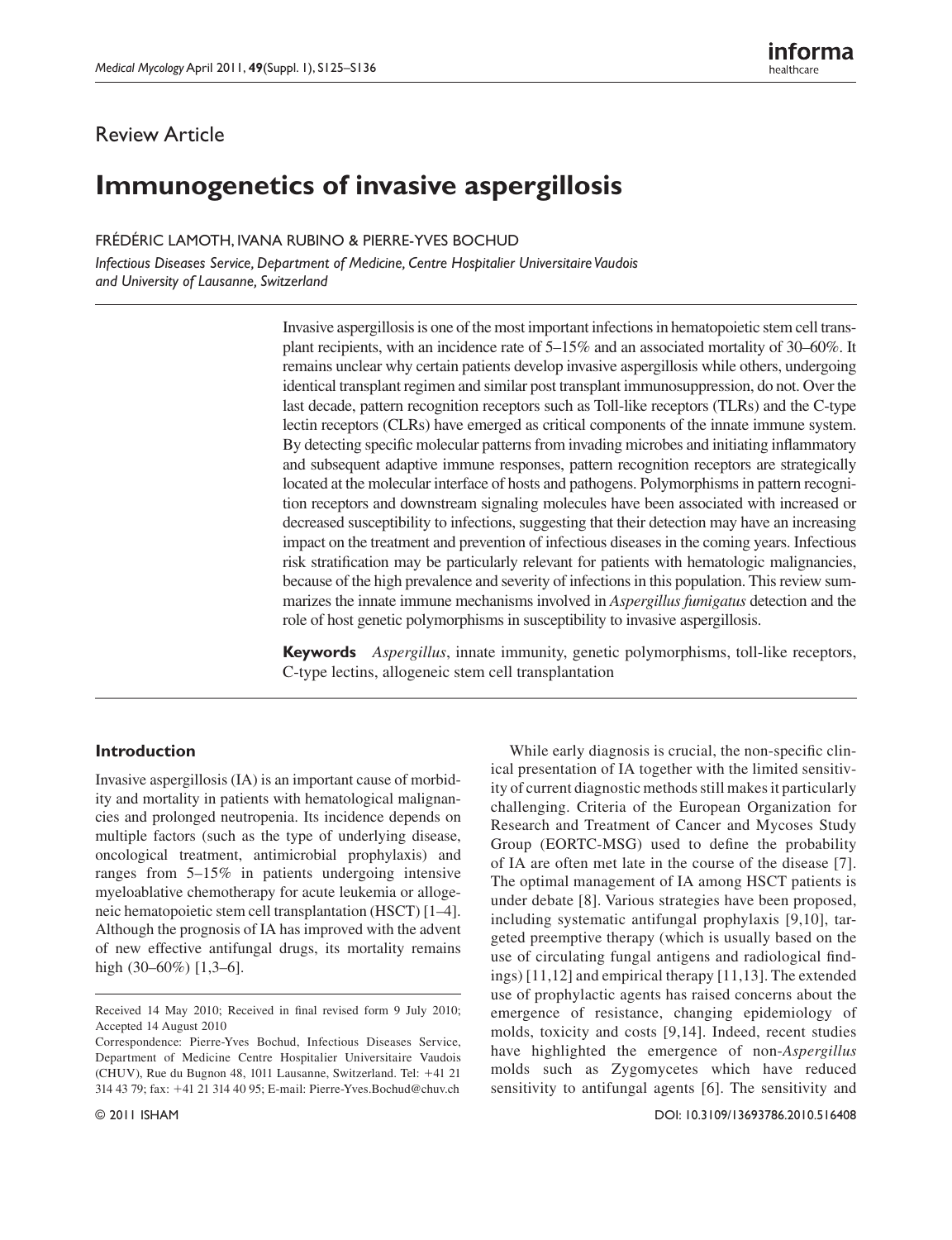## Review Article

# Immunogenetics of invasive aspergillosis

FRÉDÉRIC LAMOTH, IVANA RUBINO & PIERRE-YVES BOCHUD

*Infectious Diseases Service, Department of Medicine, Centre Hospitalier Universitaire Vaudois and University of Lausanne, Switzerland*

Invasive aspergillosis is one of the most important infections in hematopoietic stem cell transplant recipients, with an incidence rate of 5–15% and an associated mortality of 30–60%. It remains unclear why certain patients develop invasive aspergillosis while others, undergoing identical transplant regimen and similar post transplant immunosuppression, do not. Over the last decade, pattern recognition receptors such as Toll-like receptors (TLRs) and the C-type lectin receptors (CLRs) have emerged as critical components of the innate immune system. By detecting specific molecular patterns from invading microbes and initiating inflammatory and subsequent adaptive immune responses, pattern recognition receptors are strategically located at the molecular interface of hosts and pathogens. Polymorphisms in pattern recognition receptors and downstream signaling molecules have been associated with increased or decreased susceptibility to infections, suggesting that their detection may have an increasing impact on the treatment and prevention of infectious diseases in the coming years. Infectious risk stratification may be particularly relevant for patients with hematologic malignancies, because of the high prevalence and severity of infections in this population. This review summarizes the innate immune mechanisms involved in *Aspergillus fumigatus* detection and the role of host genetic polymorphisms in susceptibility to invasive aspergillosis.

**Keywords** *Aspergillus*, innate immunity, genetic polymorphisms, toll-like receptors, C-type lectins, allogeneic stem cell transplantation

## Introduction

Invasive aspergillosis (IA) is an important cause of morbidity and mortality in patients with hematological malignancies and prolonged neutropenia. Its incidence depends on multiple factors (such as the type of underlying disease, oncological treatment, antimicrobial prophylaxis) and ranges from 5–15% in patients undergoing intensive myeloablative chemotherapy for acute leukemia or allogeneic hematopoietic stem cell transplantation (HSCT) [1–4]. Although the prognosis of IA has improved with the advent of new effective antifungal drugs, its mortality remains high (30–60%) [1,3–6].

While early diagnosis is crucial, the non-specific clinical presentation of IA together with the limited sensitivity of current diagnostic methods still makes it particularly challenging. Criteria of the European Organization for Research and Treatment of Cancer and Mycoses Study Group (EORTC-MSG) used to define the probability of IA are often met late in the course of the disease [7]. The optimal management of IA among HSCT patients is under debate [8]. Various strategies have been proposed, including systematic antifungal prophylaxis [9,10], targeted preemptive therapy (which is usually based on the use of circulating fungal antigens and radiological findings) [11,12] and empirical therapy [11,13]. The extended use of prophylactic agents has raised concerns about the emergence of resistance, changing epidemiology of molds, toxicity and costs [9,14]. Indeed, recent studies have highlighted the emergence of non-*Aspergillus* molds such as Zygomycetes which have reduced sensitivity to antifungal agents [6]. The sensitivity and

Received 14 May 2010; Received in final revised form 9 July 2010; Accepted 14 August 2010

Correspondence: Pierre-Yves Bochud, Infectious Diseases Service, Department of Medicine Centre Hospitalier Universitaire Vaudois (CHUV), Rue du Bugnon 48, 1011 Lausanne, Switzerland. Tel: +41 21 314 43 79; fax: +41 21 314 40 95; E-mail: Pierre-Yves.Bochud@chuv.ch

© 2011 ISHAM DOI: 10.3109/13693786.2010.516408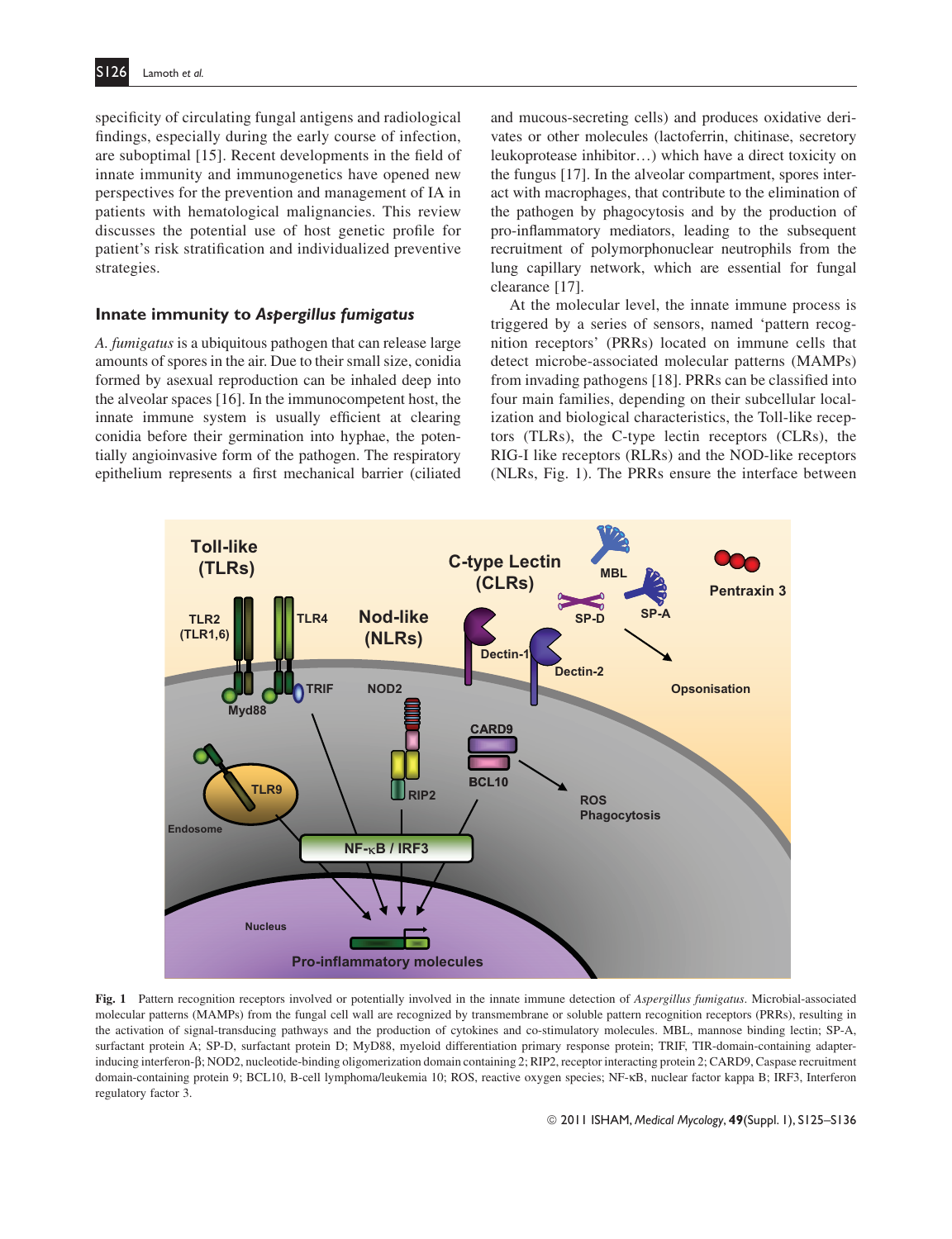specificity of circulating fungal antigens and radiological findings, especially during the early course of infection, are suboptimal [15]. Recent developments in the field of innate immunity and immunogenetics have opened new perspectives for the prevention and management of IA in patients with hematological malignancies. This review discusses the potential use of host genetic profile for patient's risk stratification and individualized preventive strategies.

## Innate immunity to *Aspergillus fumigatus*

*A. fumigatus* is a ubiquitous pathogen that can release large amounts of spores in the air. Due to their small size, conidia formed by asexual reproduction can be inhaled deep into the alveolar spaces [16]. In the immunocompetent host, the innate immune system is usually efficient at clearing conidia before their germination into hyphae, the potentially angioinvasive form of the pathogen. The respiratory epithelium represents a first mechanical barrier (ciliated and mucous-secreting cells) and produces oxidative derivates or other molecules (lactoferrin, chitinase, secretory leukoprotease inhibitor…) which have a direct toxicity on the fungus [17]. In the alveolar compartment, spores interact with macrophages, that contribute to the elimination of the pathogen by phagocytosis and by the production of pro-inflammatory mediators, leading to the subsequent recruitment of polymorphonuclear neutrophils from the lung capillary network, which are essential for fungal clearance [17].

At the molecular level, the innate immune process is triggered by a series of sensors, named 'pattern recognition receptors' (PRRs) located on immune cells that detect microbe-associated molecular patterns (MAMPs) from invading pathogens [18]. PRRs can be classified into four main families, depending on their subcellular localization and biological characteristics, the Toll-like receptors (TLRs), the C-type lectin receptors (CLRs), the RIG-I like receptors (RLRs) and the NOD-like receptors (NLRs, Fig. 1). The PRRs ensure the interface between

**Fig. 1** Pattern recognition receptors involved or potentially involved in the innate immune detection of *Aspergillus fumigatus*. Microbial-associated molecular patterns (MAMPs) from the fungal cell wall are recognized by transmembrane or soluble pattern recognition receptors (PRRs), resulting in the activation of signal-transducing pathways and the production of cytokines and co-stimulatory molecules. MBL, mannose binding lectin; SP-A, surfactant protein A; SP-D, surfactant protein D; MyD88, myeloid differentiation primary response protein; TRIF, TIR-domain-containing adapter-inducing interferon-β; NOD2, nucleotide-binding oligomerization domain containing 2; RIP2, receptor interacting protein 2; CARD9, Caspase recruitment domain-containing protein 9; BCL10, B-cell lymphoma/leukemia 10; ROS, reactive oxygen species; NF-κB, nuclear factor kappa B; IRF3, Interferon regulatory factor 3.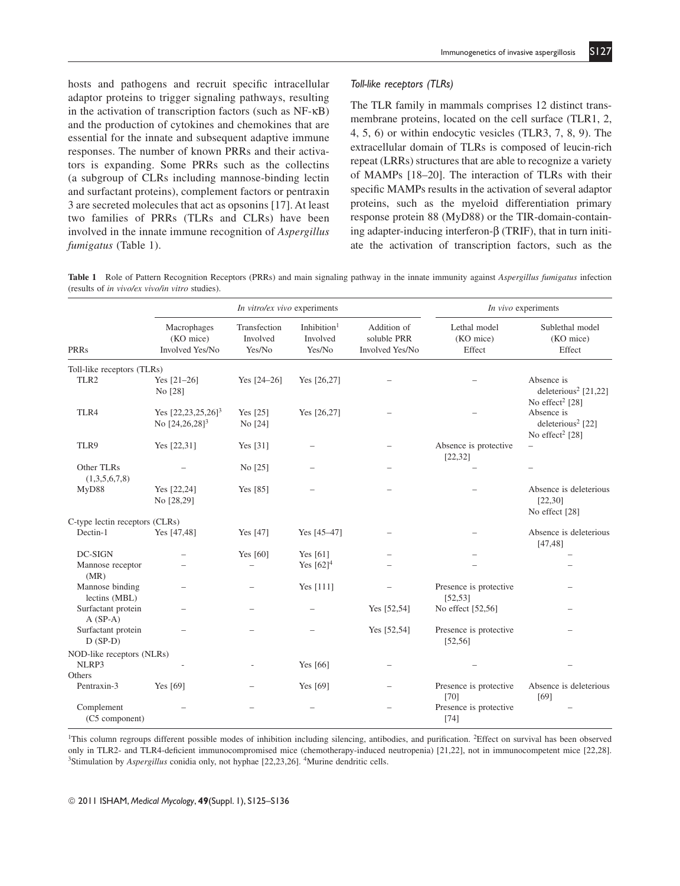hosts and pathogens and recruit specific intracellular adaptor proteins to trigger signaling pathways, resulting in the activation of transcription factors (such as NF-κB) and the production of cytokines and chemokines that are essential for the innate and subsequent adaptive immune responses. The number of known PRRs and their activators is expanding. Some PRRs such as the collectins (a subgroup of CLRs including mannose-binding lectin and surfactant proteins), complement factors or pentraxin 3 are secreted molecules that act as opsonins [17]. At least two families of PRRs (TLRs and CLRs) have been involved in the innate immune recognition of *Aspergillus fumigatus* (Table 1).

### *Toll-like receptors (TLRs)*

The TLR family in mammals comprises 12 distinct transmembrane proteins, located on the cell surface (TLR1, 2, 4, 5, 6) or within endocytic vesicles (TLR3, 7, 8, 9). The extracellular domain of TLRs is composed of leucin-rich repeat (LRRs) structures that are able to recognize a variety of MAMPs [18–20]. The interaction of TLRs with their specific MAMPs results in the activation of several adaptor proteins, such as the myeloid differentiation primary response protein 88 (MyD88) or the TIR-domain-containing adapter-inducing interferon-β (TRIF), that in turn initiate the activation of transcription factors, such as the

**Table 1** Role of Pattern Recognition Receptors (PRRs) and main signaling pathway in the innate immunity against *Aspergillus fumigatus* infection (results of *in vivo/ex vivo/in vitro* studies).

| | *In vitro/ex vivo* experiments | | | | *In vivo* experiments | |
|---|---|---|---|---|---|---|
| PRRs | Macrophages (KO mice) Involved Yes/No | Transfection Involved Yes/No | Inhibition[1] Involved Yes/No | Addition of soluble PRR Involved Yes/No | Lethal model (KO mice) Effect | Sublethal model (KO mice) Effect |
| Toll-like receptors (TLRs) | | | | | | |
| TLR2 | Yes [21–26] No [28] | Yes [24–26] | Yes [26,27] | – | – | Absence is deleterious[2] [21,22] No effect[2] [28] |
| TLR4 | Yes [22,23,25,26][3] No [24,26,28][3] | Yes [25] No [24] | Yes [26,27] | – | – | Absence is deleterious[2] [22] No effect[2] [28] |
| TLR9 | Yes [22,31] | Yes [31] | – | – | Absence is protective [22,32] | – |
| Other TLRs (1,3,5,6,7,8) | – | No [25] | – | – | – | – |
| MyD88 | Yes [22,24] No [28,29] | Yes [85] | – | – | – | Absence is deleterious [22,30] No effect [28] |
| C-type lectin receptors (CLRs) | | | | | | |
| Dectin-1 | Yes [47,48] | Yes [47] | Yes [45–47] | – | – | Absence is deleterious [47,48] |
| DC-SIGN | – | Yes [60] | Yes [61] | – | – | – |
| Mannose receptor (MR) | – | – | Yes [62][4] | – | – | – |
| Mannose binding lectins (MBL) | – | – | Yes [111] | – | Presence is protective [52,53] | – |
| Surfactant protein A (SP-A) | – | – | – | Yes [52,54] | No effect [52,56] | – |
| Surfactant protein D (SP-D) | – | – | – | Yes [52,54] | Presence is protective [52,56] | – |
| NOD-like receptors (NLRs) | | | | | | |
| NLRP3 | - | - | Yes [66] | – | – | – |
| Others | | | | | | |
| Pentraxin-3 | Yes [69] | – | Yes [69] | – | Presence is protective [70] | Absence is deleterious [69] |
| Complement (C5 component) | – | – | – | – | Presence is protective [74] | – |

[1]This column regroups different possible modes of inhibition including silencing, antibodies, and purification. [2]Effect on survival has been observed only in TLR2- and TLR4-deficient immunocompromised mice (chemotherapy-induced neutropenia) [21,22], not in immunocompetent mice [22,28]. [3]Stimulation by *Aspergillus* conidia only, not hyphae [22,23,26]. [4]Murine dendritic cells.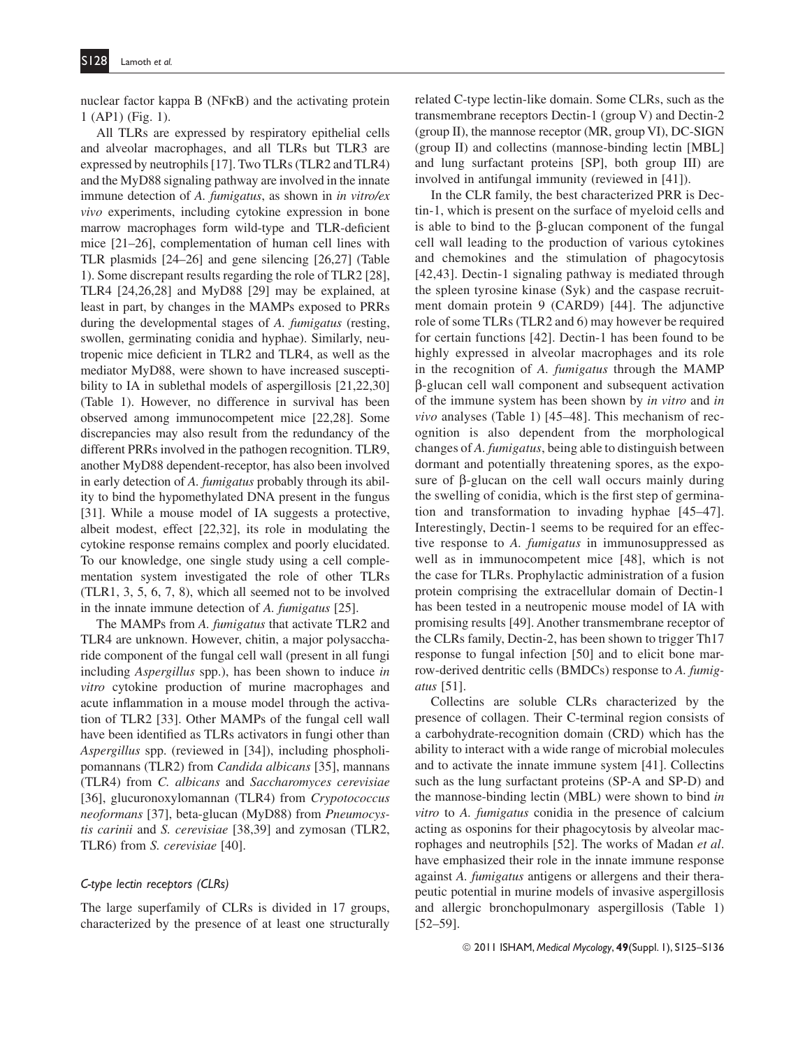nuclear factor kappa B (NFκB) and the activating protein 1 (AP1) (Fig. 1).

All TLRs are expressed by respiratory epithelial cells and alveolar macrophages, and all TLRs but TLR3 are expressed by neutrophils [17]. Two TLRs (TLR2 and TLR4) and the MyD88 signaling pathway are involved in the innate immune detection of *A. fumigatus*, as shown in *in vitro/ex vivo* experiments, including cytokine expression in bone marrow macrophages form wild-type and TLR-deficient mice [21–26], complementation of human cell lines with TLR plasmids [24–26] and gene silencing [26,27] (Table 1). Some discrepant results regarding the role of TLR2 [28], TLR4 [24,26,28] and MyD88 [29] may be explained, at least in part, by changes in the MAMPs exposed to PRRs during the developmental stages of *A. fumigatus* (resting, swollen, germinating conidia and hyphae). Similarly, neutropenic mice deficient in TLR2 and TLR4, as well as the mediator MyD88, were shown to have increased susceptibility to IA in sublethal models of aspergillosis [21,22,30] (Table 1). However, no difference in survival has been observed among immunocompetent mice [22,28]. Some discrepancies may also result from the redundancy of the different PRRs involved in the pathogen recognition. TLR9, another MyD88 dependent-receptor, has also been involved in early detection of *A. fumigatus* probably through its ability to bind the hypomethylated DNA present in the fungus [31]. While a mouse model of IA suggests a protective, albeit modest, effect [22,32], its role in modulating the cytokine response remains complex and poorly elucidated. To our knowledge, one single study using a cell complementation system investigated the role of other TLRs (TLR1, 3, 5, 6, 7, 8), which all seemed not to be involved in the innate immune detection of *A. fumigatus* [25].

The MAMPs from *A. fumigatus* that activate TLR2 and TLR4 are unknown. However, chitin, a major polysaccharide component of the fungal cell wall (present in all fungi including *Aspergillus* spp.), has been shown to induce *in vitro* cytokine production of murine macrophages and acute inflammation in a mouse model through the activation of TLR2 [33]. Other MAMPs of the fungal cell wall have been identified as TLRs activators in fungi other than *Aspergillus* spp. (reviewed in [34]), including phospholipomannans (TLR2) from *Candida albicans* [35], mannans (TLR4) from *C. albicans* and *Saccharomyces cerevisiae* [36], glucuronoxylomannan (TLR4) from *Crypotococcus neoformans* [37], beta-glucan (MyD88) from *Pneumocystis carinii* and *S. cerevisiae* [38,39] and zymosan (TLR2, TLR6) from *S. cerevisiae* [40].

### *C-type lectin receptors (CLRs)*

The large superfamily of CLRs is divided in 17 groups, characterized by the presence of at least one structurally related C-type lectin-like domain. Some CLRs, such as the transmembrane receptors Dectin-1 (group V) and Dectin-2 (group II), the mannose receptor (MR, group VI), DC-SIGN (group II) and collectins (mannose-binding lectin [MBL] and lung surfactant proteins [SP], both group III) are involved in antifungal immunity (reviewed in [41]).

In the CLR family, the best characterized PRR is Dectin-1, which is present on the surface of myeloid cells and is able to bind to the β-glucan component of the fungal cell wall leading to the production of various cytokines and chemokines and the stimulation of phagocytosis [42,43]. Dectin-1 signaling pathway is mediated through the spleen tyrosine kinase (Syk) and the caspase recruitment domain protein 9 (CARD9) [44]. The adjunctive role of some TLRs (TLR2 and 6) may however be required for certain functions [42]. Dectin-1 has been found to be highly expressed in alveolar macrophages and its role in the recognition of *A. fumigatus* through the MAMP β-glucan cell wall component and subsequent activation of the immune system has been shown by *in vitro* and *in vivo* analyses (Table 1) [45–48]. This mechanism of recognition is also dependent from the morphological changes of *A. fumigatus*, being able to distinguish between dormant and potentially threatening spores, as the exposure of β-glucan on the cell wall occurs mainly during the swelling of conidia, which is the first step of germination and transformation to invading hyphae [45–47]. Interestingly, Dectin-1 seems to be required for an effective response to *A. fumigatus* in immunosuppressed as well as in immunocompetent mice [48], which is not the case for TLRs. Prophylactic administration of a fusion protein comprising the extracellular domain of Dectin-1 has been tested in a neutropenic mouse model of IA with promising results [49]. Another transmembrane receptor of the CLRs family, Dectin-2, has been shown to trigger Th17 response to fungal infection [50] and to elicit bone marrow-derived dentritic cells (BMDCs) response to *A. fumigatus* [51].

Collectins are soluble CLRs characterized by the presence of collagen. Their C-terminal region consists of a carbohydrate-recognition domain (CRD) which has the ability to interact with a wide range of microbial molecules and to activate the innate immune system [41]. Collectins such as the lung surfactant proteins (SP-A and SP-D) and the mannose-binding lectin (MBL) were shown to bind *in vitro* to *A. fumigatus* conidia in the presence of calcium acting as osponins for their phagocytosis by alveolar macrophages and neutrophils [52]. The works of Madan *et al*. have emphasized their role in the innate immune response against *A. fumigatus* antigens or allergens and their therapeutic potential in murine models of invasive aspergillosis and allergic bronchopulmonary aspergillosis (Table 1) [52–59].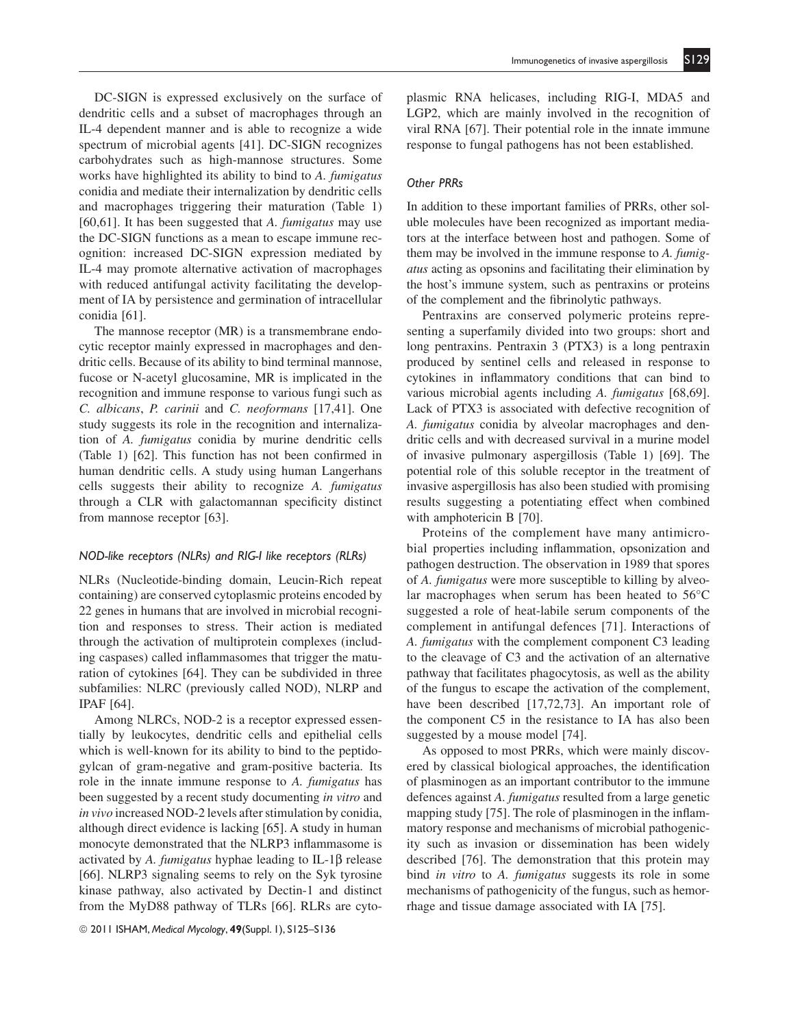DC-SIGN is expressed exclusively on the surface of dendritic cells and a subset of macrophages through an IL-4 dependent manner and is able to recognize a wide spectrum of microbial agents [41]. DC-SIGN recognizes carbohydrates such as high-mannose structures. Some works have highlighted its ability to bind to *A. fumigatus* conidia and mediate their internalization by dendritic cells and macrophages triggering their maturation (Table 1) [60,61]. It has been suggested that *A. fumigatus* may use the DC-SIGN functions as a mean to escape immune recognition: increased DC-SIGN expression mediated by IL-4 may promote alternative activation of macrophages with reduced antifungal activity facilitating the development of IA by persistence and germination of intracellular conidia [61].

The mannose receptor (MR) is a transmembrane endocytic receptor mainly expressed in macrophages and dendritic cells. Because of its ability to bind terminal mannose, fucose or N-acetyl glucosamine, MR is implicated in the recognition and immune response to various fungi such as *C. albicans*, *P. carinii* and *C. neoformans* [17,41]. One study suggests its role in the recognition and internalization of *A. fumigatus* conidia by murine dendritic cells (Table 1) [62]. This function has not been confirmed in human dendritic cells. A study using human Langerhans cells suggests their ability to recognize *A. fumigatus* through a CLR with galactomannan specificity distinct from mannose receptor [63].

### *NOD-like receptors (NLRs) and RIG-I like receptors (RLRs)*

NLRs (Nucleotide-binding domain, Leucin-Rich repeat containing) are conserved cytoplasmic proteins encoded by 22 genes in humans that are involved in microbial recognition and responses to stress. Their action is mediated through the activation of multiprotein complexes (including caspases) called inflammasomes that trigger the maturation of cytokines [64]. They can be subdivided in three subfamilies: NLRC (previously called NOD), NLRP and IPAF [64].

Among NLRCs, NOD-2 is a receptor expressed essentially by leukocytes, dendritic cells and epithelial cells which is well-known for its ability to bind to the peptidoglycan of gram-negative and gram-positive bacteria. Its role in the innate immune response to *A. fumigatus* has been suggested by a recent study documenting *in vitro* and *in vivo* increased NOD-2 levels after stimulation by conidia, although direct evidence is lacking [65]. A study in human monocyte demonstrated that the NLRP3 inflammasome is activated by *A. fumigatus* hyphae leading to IL-1β release [66]. NLRP3 signaling seems to rely on the Syk tyrosine kinase pathway, also activated by Dectin-1 and distinct from the MyD88 pathway of TLRs [66]. RLRs are cytoplasmic RNA helicases, including RIG-I, MDA5 and LGP2, which are mainly involved in the recognition of viral RNA [67]. Their potential role in the innate immune response to fungal pathogens has not been established.

### *Other PRRs*

In addition to these important families of PRRs, other soluble molecules have been recognized as important mediators at the interface between host and pathogen. Some of them may be involved in the immune response to *A. fumigatus* acting as opsonins and facilitating their elimination by the host's immune system, such as pentraxins or proteins of the complement and the fibrinolytic pathways.

Pentraxins are conserved polymeric proteins representing a superfamily divided into two groups: short and long pentraxins. Pentraxin 3 (PTX3) is a long pentraxin produced by sentinel cells and released in response to cytokines in inflammatory conditions that can bind to various microbial agents including *A. fumigatus* [68,69]. Lack of PTX3 is associated with defective recognition of *A. fumigatus* conidia by alveolar macrophages and dendritic cells and with decreased survival in a murine model of invasive pulmonary aspergillosis (Table 1) [69]. The potential role of this soluble receptor in the treatment of invasive aspergillosis has also been studied with promising results suggesting a potentiating effect when combined with amphotericin B [70].

Proteins of the complement have many antimicrobial properties including inflammation, opsonization and pathogen destruction. The observation in 1989 that spores of *A. fumigatus* were more susceptible to killing by alveolar macrophages when serum has been heated to 56°C suggested a role of heat-labile serum components of the complement in antifungal defences [71]. Interactions of *A. fumigatus* with the complement component C3 leading to the cleavage of C3 and the activation of an alternative pathway that facilitates phagocytosis, as well as the ability of the fungus to escape the activation of the complement, have been described [17,72,73]. An important role of the component C5 in the resistance to IA has also been suggested by a mouse model [74].

As opposed to most PRRs, which were mainly discovered by classical biological approaches, the identification of plasminogen as an important contributor to the immune defences against *A. fumigatus* resulted from a large genetic mapping study [75]. The role of plasminogen in the inflammatory response and mechanisms of microbial pathogenicity such as invasion or dissemination has been widely described [76]. The demonstration that this protein may bind *in vitro* to *A. fumigatus* suggests its role in some mechanisms of pathogenicity of the fungus, such as hemorrhage and tissue damage associated with IA [75].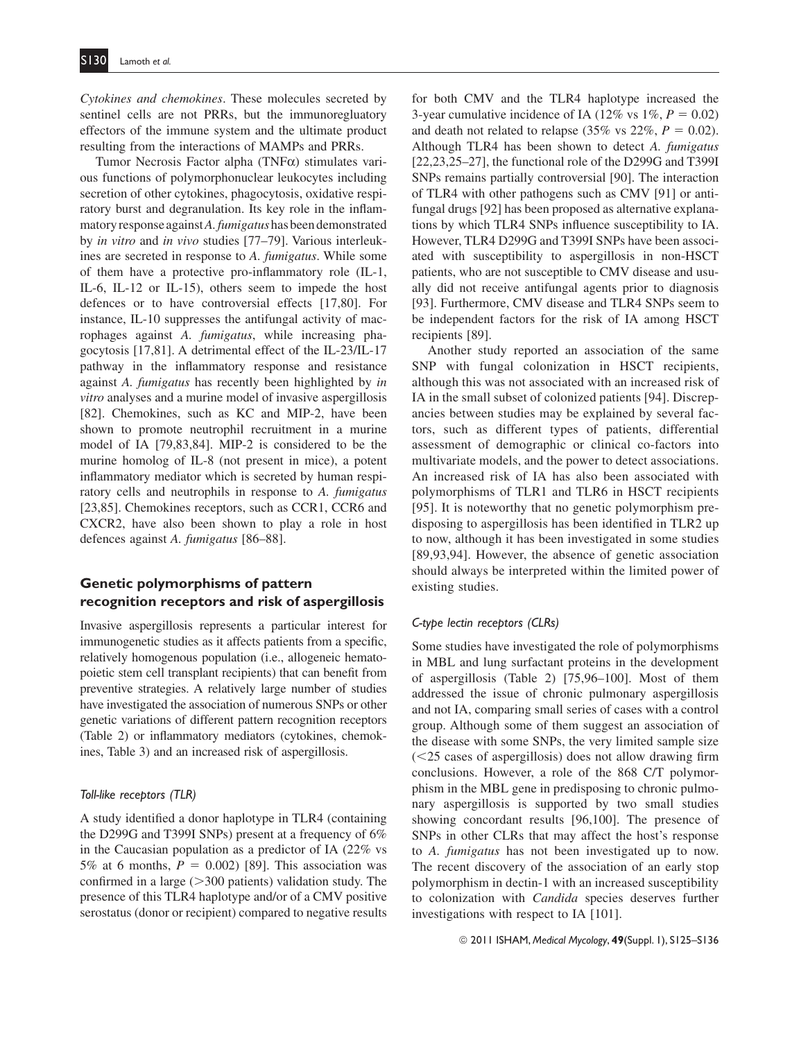*Cytokines and chemokines*. These molecules secreted by sentinel cells are not PRRs, but the immunoregluatory effectors of the immune system and the ultimate product resulting from the interactions of MAMPs and PRRs.

Tumor Necrosis Factor alpha (TNFα) stimulates various functions of polymorphonuclear leukocytes including secretion of other cytokines, phagocytosis, oxidative respiratory burst and degranulation. Its key role in the inflammatory response against *A. fumigatus* has been demonstrated by *in vitro* and *in vivo* studies [77–79]. Various interleukines are secreted in response to *A. fumigatus*. While some of them have a protective pro-inflammatory role (IL-1, IL-6, IL-12 or IL-15), others seem to impede the host defences or to have controversial effects [17,80]. For instance, IL-10 suppresses the antifungal activity of macrophages against *A. fumigatus*, while increasing phagocytosis [17,81]. A detrimental effect of the IL-23/IL-17 pathway in the inflammatory response and resistance against *A. fumigatus* has recently been highlighted by *in vitro* analyses and a murine model of invasive aspergillosis [82]. Chemokines, such as KC and MIP-2, have been shown to promote neutrophil recruitment in a murine model of IA [79,83,84]. MIP-2 is considered to be the murine homolog of IL-8 (not present in mice), a potent inflammatory mediator which is secreted by human respiratory cells and neutrophils in response to *A. fumigatus* [23,85]. Chemokines receptors, such as CCR1, CCR6 and CXCR2, have also been shown to play a role in host defences against *A. fumigatus* [86–88].

## Genetic polymorphisms of pattern recognition receptors and risk of aspergillosis

Invasive aspergillosis represents a particular interest for immunogenetic studies as it affects patients from a specific, relatively homogenous population (i.e., allogeneic hematopoietic stem cell transplant recipients) that can benefit from preventive strategies. A relatively large number of studies have investigated the association of numerous SNPs or other genetic variations of different pattern recognition receptors (Table 2) or inflammatory mediators (cytokines, chemokines, Table 3) and an increased risk of aspergillosis.

### *Toll-like receptors (TLR)*

A study identified a donor haplotype in TLR4 (containing the D299G and T399I SNPs) present at a frequency of 6% in the Caucasian population as a predictor of IA (22% vs 5% at 6 months, $P = 0.002$) [89]. This association was confirmed in a large (>300 patients) validation study. The presence of this TLR4 haplotype and/or of a CMV positive serostatus (donor or recipient) compared to negative results for both CMV and the TLR4 haplotype increased the 3-year cumulative incidence of IA (12% vs 1%, $P = 0.02$) and death not related to relapse (35% vs 22%, $P = 0.02$). Although TLR4 has been shown to detect *A. fumigatus* [22,23,25–27], the functional role of the D299G and T399I SNPs remains partially controversial [90]. The interaction of TLR4 with other pathogens such as CMV [91] or antifungal drugs [92] has been proposed as alternative explanations by which TLR4 SNPs influence susceptibility to IA. However, TLR4 D299G and T399I SNPs have been associated with susceptibility to aspergillosis in non-HSCT patients, who are not susceptible to CMV disease and usually did not receive antifungal agents prior to diagnosis [93]. Furthermore, CMV disease and TLR4 SNPs seem to be independent factors for the risk of IA among HSCT recipients [89].

Another study reported an association of the same SNP with fungal colonization in HSCT recipients, although this was not associated with an increased risk of IA in the small subset of colonized patients [94]. Discrepancies between studies may be explained by several factors, such as different types of patients, differential assessment of demographic or clinical co-factors into multivariate models, and the power to detect associations. An increased risk of IA has also been associated with polymorphisms of TLR1 and TLR6 in HSCT recipients [95]. It is noteworthy that no genetic polymorphism predisposing to aspergillosis has been identified in TLR2 up to now, although it has been investigated in some studies [89,93,94]. However, the absence of genetic association should always be interpreted within the limited power of existing studies.

### *C-type lectin receptors (CLRs)*

Some studies have investigated the role of polymorphisms in MBL and lung surfactant proteins in the development of aspergillosis (Table 2) [75,96–100]. Most of them addressed the issue of chronic pulmonary aspergillosis and not IA, comparing small series of cases with a control group. Although some of them suggest an association of the disease with some SNPs, the very limited sample size (<25 cases of aspergillosis) does not allow drawing firm conclusions. However, a role of the 868 C/T polymorphism in the MBL gene in predisposing to chronic pulmonary aspergillosis is supported by two small studies showing concordant results [96,100]. The presence of SNPs in other CLRs that may affect the host's response to *A. fumigatus* has not been investigated up to now. The recent discovery of the association of an early stop polymorphism in dectin-1 with an increased susceptibility to colonization with *Candida* species deserves further investigations with respect to IA [101].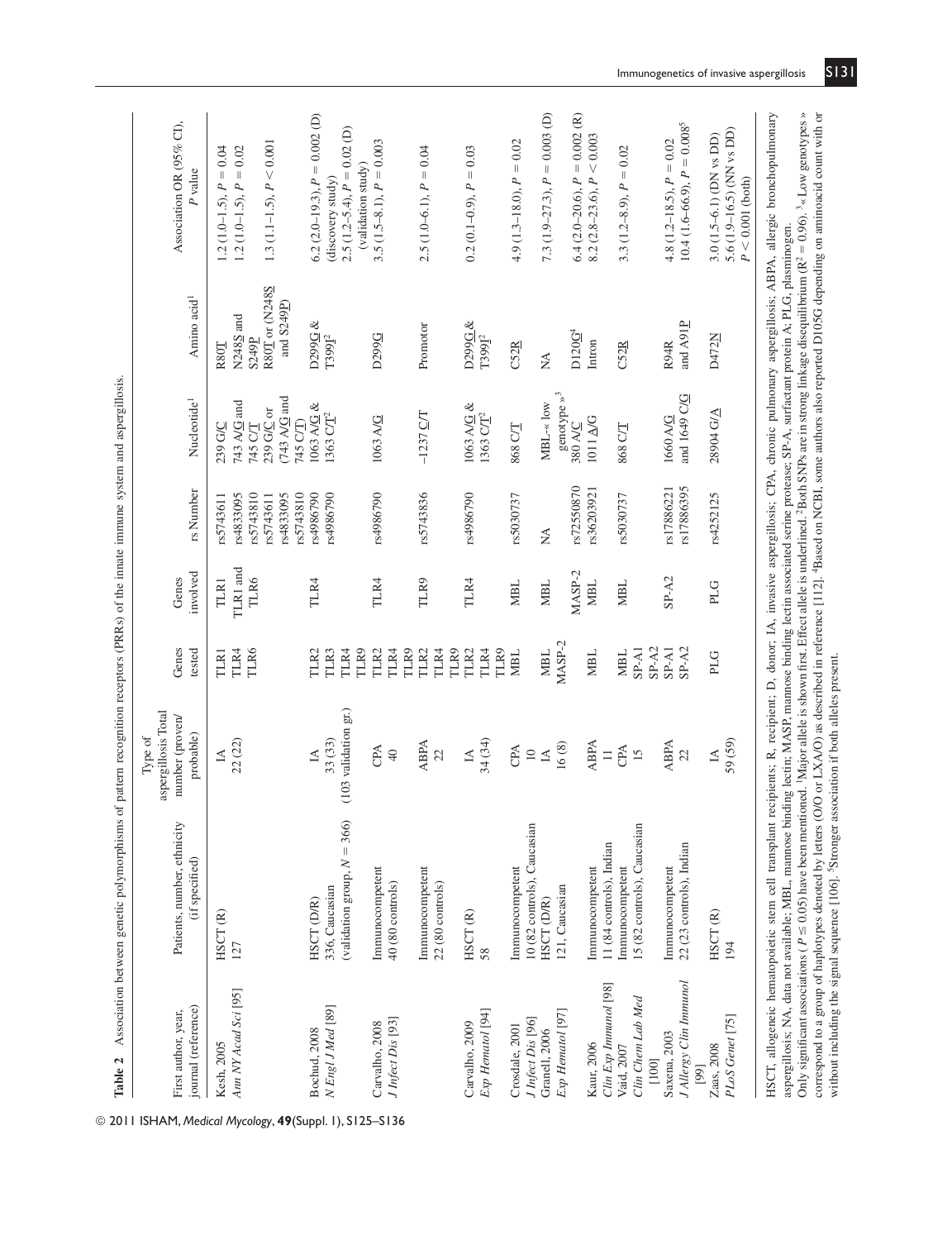**Table 2** Association between genetic polymorphisms of pattern recognition receptors (PRRs) of the innate immune system and aspergillosis.

| First author, year, journal (reference) | Patients, number, ethnicity (if specified) | Type of aspergillosis Total number (proven/ probable) | Genes tested | Genes involved | rs Number | Nucleotide[1] | Amino acid[1] | Association OR (95% CI), P value |
|---|---|---|---|---|---|---|---|---|
| Kesh, 2005 *Ann NY Acad Sci* [95] | HSCT (R) 127 | IA 22 (22) | TLR1 TLR4 TLR6 | TLR1 TLR1 and TLR6 | rs5743611 rs4833095 rs5743810 rs5743611 rs4833095 rs5743810 | 239 G/C 743 A/G and 745 C/T 239 G/C or (743 A/G and 745 C/T) | R80T N248S and S249P R80T or (N248S and S249P) | 1.2 (1.0–1.5), $P = 0.04$ 1.2 (1.0–1.5), $P = 0.02$ 1.3 (1.1–1.5), $P < 0.001$ |
| Bochud, 2008 *N Engl J Med* [89] | HSCT (D/R) 336, Caucasian (validation group, $N = 366$) | IA 33 (33) (103 validation gr.) | TLR2 TLR3 TLR4 TLR9 | TLR4 | rs4986790 rs4986790 | 1063 A/G & 1363 C/T[2] | D299G & T399I[2] | 6.2 (2.0–19.3), $P = 0.002$ (D) (discovery study) 2.5 (1.2–5.4), $P = 0.02$ (D) (validation study) |
| Carvalho, 2008 *J Infect Dis* [93] | Immunocompetent 40 (80 controls) | CPA 40 | TLR2 TLR4 TLR9 | TLR4 | rs4986790 | 1063 A/G | D299G | 3.5 (1.5–8.1), $P = 0.003$ |
| | Immunocompetent 22 (80 controls) | ABPA 22 | TLR2 TLR4 TLR9 | TLR9 | rs5743836 | −1237 C/T | Promotor | 2.5 (1.0–6.1), $P = 0.04$ |
| Carvalho, 2009 *Exp Hematol* [94] | HSCT (R) 58 | IA 34 (34) | TLR2 TLR4 TLR9 | TLR4 | rs4986790 | 1063 A/G & 1363 C/T[2] | D299G & T399I[2] | 0.2 (0.1–0.9), $P = 0.03$ |
| Crosdale, 2001 *J Infect Dis* [96] | Immunocompetent 10 (82 controls), Caucasian | CPA 10 | MBL | MBL | rs5030737 | 868 C/T | C52R | 4.9 (1.3–18.0), $P = 0.02$ |
| Granell, 2006 *Exp Hematol* [97] | HSCT (D/R) 121, Caucasian | IA 16 (8) | MBL MASP-2 | MBL MASP-2 | NA rs72550870 | MBL-« low genotype »[3] 380 A/C | NA D120G[4] | 7.3 (1.9–27.3), $P = 0.003$ (D) 6.4 (2.0–20.6), $P = 0.002$ (R) |
| Kaur, 2006 *Clin Exp Immunol* [98] | Immunocompetent 11 (84 controls), Indian | ABPA 11 | MBL | MBL | rs36203921 | 1011 A/G | Intron | 8.2 (2.8–23.6), $P < 0.003$ |
| Vaid, 2007 *Clin Chem Lab Med* [100] | Immunocompetent 15 (82 controls), Caucasian | CPA 15 | MBL SP-A1 SP-A2 | MBL | rs5030737 | 868 C/T | C52R | 3.3 (1.2–8.9), $P = 0.02$ |
| Saxena, 2003 *J Allergy Clin Immunol* [99] | Immunocompetent 22 (23 controls), Indian | ABPA 22 | SP-A1 SP-A2 | SP-A2 | rs17886221 rs17886395 | 1660 A/G and 1649 C/G | R94R and A91P | 4.8 (1.2–18.5), $P = 0.02$ 10.4 (1.6–66.9), $P = 0.008$[5] |
| Zaas, 2008 *PLoS Genet* [75] | HSCT (R) 194 | IA 59 (59) | PLG | PLG | rs4252125 | 28904 G/A | D472N | 3.0 (1.5–6.1) (DN vs DD) 5.6 (1.9–16.5) (NN vs DD) $P < 0.001$ (both) |

HSCT, allogeneic hematopoietic stem cell transplant recipients; R, recipient; D, donor; IA, invasive aspergillosis; CPA, chronic pulmonary aspergillosis; ABPA, allergic bronchopulmonary aspergillosis; NA, data not available; MBL, mannose binding lectin; MASP, mannose binding lectin associated serine protease; SP-A, surfactant protein A; PLG, plasminogen.
Only significant associations ($P \leq 0.05$) have been mentioned. [1]Major allele is shown first. Effect allele is underlined. [2]Both SNPs are in strong linkage disequilibrium ($R^2 = 0.96$). [3]« Low genotypes » correspond to a group of haplotypes denoted by letters (O/O or LXA/O) as described in reference [112]. [4]Based on NCBI, some authors also reported D105G depending on aminoacid count with or without including the signal sequence [106]. [5]Stronger association if both alleles present.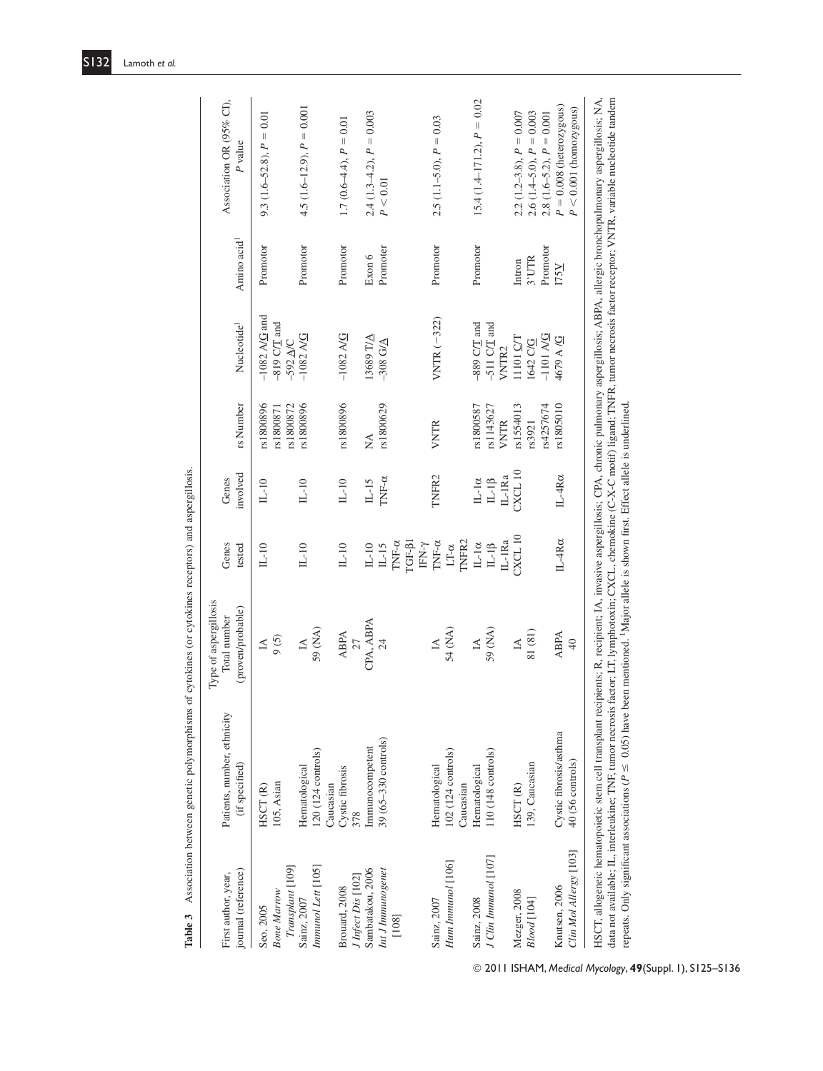**Table 3** Association between genetic polymorphisms of cytokines (or cytokines receptors) and aspergillosis.

| First author, year, journal (reference) | Patients, number, ethnicity (if specified) | Type of aspergillosis Total number (proven/probable) | Genes tested | Genes involved | rs Number | Nucleotide[1] | Amino acid[1] | Association OR (95% CI), P value |
|---|---|---|---|---|---|---|---|---|
| Seo, 2005 *Bone Marrow Transplant* [109] | HSCT (R) 105, Asian | IA 9 (5) | IL-10 | IL-10 | rs1800896 rs1800871 rs1800872 | −1082 A/G and −819 C/T and −592 A/C | Promotor | 9.3 (1.6–52.8), $P = 0.01$ |
| Sainz, 2007 *Immunol Lett* [105] | Hematological 120 (124 controls) Caucasian | IA 59 (NA) | IL-10 | IL-10 | rs1800896 | −1082 A/G | Promotor | 4.5 (1.6–12.9), $P = 0.001$ |
| Brouard, 2008 *J Infect Dis* [102] | Cystic fibrosis 378 | ABPA 27 | IL-10 | IL-10 | rs1800896 | −1082 A/G | Promotor | 1.7 (0.6–4.4), $P = 0.01$ |
| Sambatakou, 2006 *Int J Immunogenet* [108] | Immunocompetent 39 (65–330 controls) | CPA, ABPA 24 | IL-10 IL-15 TNF-α TGF-β1 IFN-γ | IL-15 TNF-α | NA rs1800629 | 13689 T/A −308 G/A | Exon 6 Promoter | 2.4 (1.3–4.2), $P = 0.003$ $P < 0.01$ |
| Sainz, 2007 *Hum Immunol* [106] | Hematological 102 (124 controls) Caucasian | IA 54 (NA) | TNF-α LT-α TNFR2 | TNFR2 | VNTR | VNTR (−322) | Promotor | 2.5 (1.1–5.0), $P = 0.03$ |
| Sainz, 2008 *J Clin Immunol* [107] | Hematological 110 (148 controls) | IA 59 (NA) | IL-1α IL-1β IL-1Ra | IL-1α IL-1β IL-1Ra | rs1800587 rs1143627 VNTR | −889 C/T and −511 C/T and VNTR2 | Promotor | 15.4 (1.4–171.2), $P = 0.02$ |
| Mezger, 2008 *Blood* [104] | HSCT (R) 139, Caucasian | IA 81 (81) | CXCL 10 | CXCL 10 | rs1554013 rs3921 rs4257674 | 11101 C/T 1642 C/G −1101 A/G | Intron 3'UTR Promotor | 2.2 (1.2–3.8), $P = 0.007$ 2.6 (1.4–5.0), $P = 0.003$ 2.8 (1.6–5.2), $P = 0.001$ |
| Knutsen, 2006 *Clin Mol Allergy* [103] | Cystic fibrosis/asthma 40 (56 controls) | ABPA 40 | IL-4Rα | IL-4Rα | rs1805010 | 4679 A /G | I75V | $P = 0.008$ (heterozygous) $P < 0.001$ (homozygous) |

HSCT, allogeneic hematopoietic stem cell transplant recipients; R, recipient; IA, invasive aspergillosis; CPA, chronic pulmonary aspergillosis; ABPA, allergic bronchopulmonary aspergillosis; NA, data not available; IL, interleukine; TNF, tumor necrosis factor; LT, lymphotoxin; CXCL, chemokine (C-X-C motif) ligand; TNFR, tumor necrosis factor receptor; VNTR, variable nucleotide tandem repeats. Only significant associations ($P \leq 0.05$) have been mentioned. [1]Major allele is shown first. Effect allele is underlined.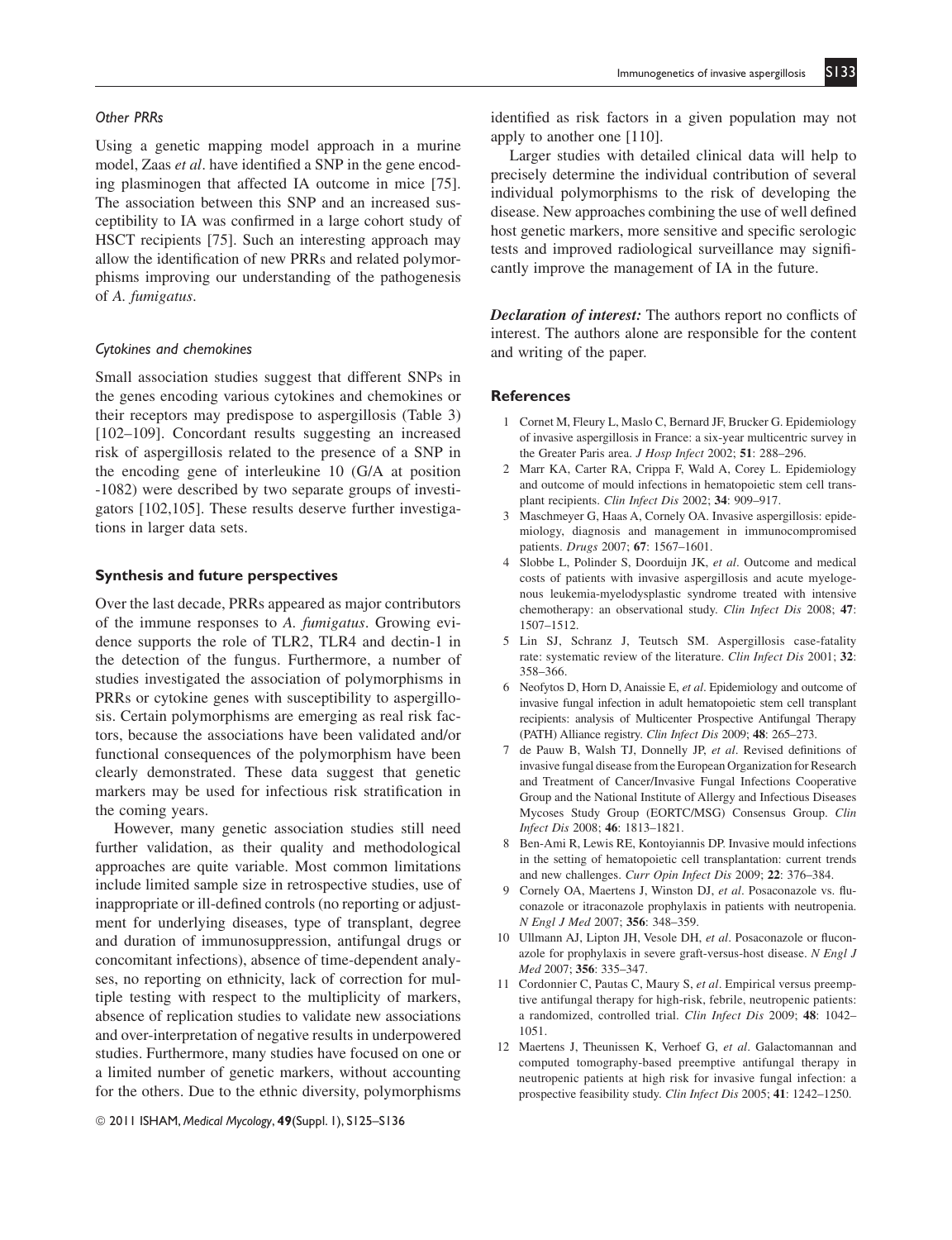### *Other PRRs*

Using a genetic mapping model approach in a murine model, Zaas *et al*. have identified a SNP in the gene encoding plasminogen that affected IA outcome in mice [75]. The association between this SNP and an increased susceptibility to IA was confirmed in a large cohort study of HSCT recipients [75]. Such an interesting approach may allow the identification of new PRRs and related polymorphisms improving our understanding of the pathogenesis of *A. fumigatus*.

### *Cytokines and chemokines*

Small association studies suggest that different SNPs in the genes encoding various cytokines and chemokines or their receptors may predispose to aspergillosis (Table 3) [102–109]. Concordant results suggesting an increased risk of aspergillosis related to the presence of a SNP in the encoding gene of interleukine 10 (G/A at position -1082) were described by two separate groups of investigators [102,105]. These results deserve further investigations in larger data sets.

## Synthesis and future perspectives

Over the last decade, PRRs appeared as major contributors of the immune responses to *A. fumigatus*. Growing evidence supports the role of TLR2, TLR4 and dectin-1 in the detection of the fungus. Furthermore, a number of studies investigated the association of polymorphisms in PRRs or cytokine genes with susceptibility to aspergillosis. Certain polymorphisms are emerging as real risk factors, because the associations have been validated and/or functional consequences of the polymorphism have been clearly demonstrated. These data suggest that genetic markers may be used for infectious risk stratification in the coming years.

However, many genetic association studies still need further validation, as their quality and methodological approaches are quite variable. Most common limitations include limited sample size in retrospective studies, use of inappropriate or ill-defined controls (no reporting or adjustment for underlying diseases, type of transplant, degree and duration of immunosuppression, antifungal drugs or concomitant infections), absence of time-dependent analyses, no reporting on ethnicity, lack of correction for multiple testing with respect to the multiplicity of markers, absence of replication studies to validate new associations and over-interpretation of negative results in underpowered studies. Furthermore, many studies have focused on one or a limited number of genetic markers, without accounting for the others. Due to the ethnic diversity, polymorphisms identified as risk factors in a given population may not apply to another one [110].

Larger studies with detailed clinical data will help to precisely determine the individual contribution of several individual polymorphisms to the risk of developing the disease. New approaches combining the use of well defined host genetic markers, more sensitive and specific serologic tests and improved radiological surveillance may significantly improve the management of IA in the future.

***Declaration of interest:*** The authors report no conflicts of interest. The authors alone are responsible for the content and writing of the paper.

## References

1. Cornet M, Fleury L, Maslo C, Bernard JF, Brucker G. Epidemiology of invasive aspergillosis in France: a six-year multicentric survey in the Greater Paris area. *J Hosp Infect* 2002; **51**: 288–296.
2. Marr KA, Carter RA, Crippa F, Wald A, Corey L. Epidemiology and outcome of mould infections in hematopoietic stem cell transplant recipients. *Clin Infect Dis* 2002; **34**: 909–917.
3. Maschmeyer G, Haas A, Cornely OA. Invasive aspergillosis: epidemiology, diagnosis and management in immunocompromised patients. *Drugs* 2007; **67**: 1567–1601.
4. Slobbe L, Polinder S, Doorduijn JK, *et al*. Outcome and medical costs of patients with invasive aspergillosis and acute myelogenous leukemia-myelodysplastic syndrome treated with intensive chemotherapy: an observational study. *Clin Infect Dis* 2008; **47**: 1507–1512.
5. Lin SJ, Schranz J, Teutsch SM. Aspergillosis case-fatality rate: systematic review of the literature. *Clin Infect Dis* 2001; **32**: 358–366.
6. Neofytos D, Horn D, Anaissie E, *et al*. Epidemiology and outcome of invasive fungal infection in adult hematopoietic stem cell transplant recipients: analysis of Multicenter Prospective Antifungal Therapy (PATH) Alliance registry. *Clin Infect Dis* 2009; **48**: 265–273.
7. de Pauw B, Walsh TJ, Donnelly JP, *et al*. Revised definitions of invasive fungal disease from the European Organization for Research and Treatment of Cancer/Invasive Fungal Infections Cooperative Group and the National Institute of Allergy and Infectious Diseases Mycoses Study Group (EORTC/MSG) Consensus Group. *Clin Infect Dis* 2008; **46**: 1813–1821.
8. Ben-Ami R, Lewis RE, Kontoyiannis DP. Invasive mould infections in the setting of hematopoietic cell transplantation: current trends and new challenges. *Curr Opin Infect Dis* 2009; **22**: 376–384.
9. Cornely OA, Maertens J, Winston DJ, *et al*. Posaconazole vs. fluconazole or itraconazole prophylaxis in patients with neutropenia. *N Engl J Med* 2007; **356**: 348–359.
10. Ullmann AJ, Lipton JH, Vesole DH, *et al*. Posaconazole or fluconazole for prophylaxis in severe graft-versus-host disease. *N Engl J Med* 2007; **356**: 335–347.
11. Cordonnier C, Pautas C, Maury S, *et al*. Empirical versus preemptive antifungal therapy for high-risk, febrile, neutropenic patients: a randomized, controlled trial. *Clin Infect Dis* 2009; **48**: 1042–1051.
12. Maertens J, Theunissen K, Verhoef G, *et al*. Galactomannan and computed tomography-based preemptive antifungal therapy in neutropenic patients at high risk for invasive fungal infection: a prospective feasibility study. *Clin Infect Dis* 2005; **41**: 1242–1250.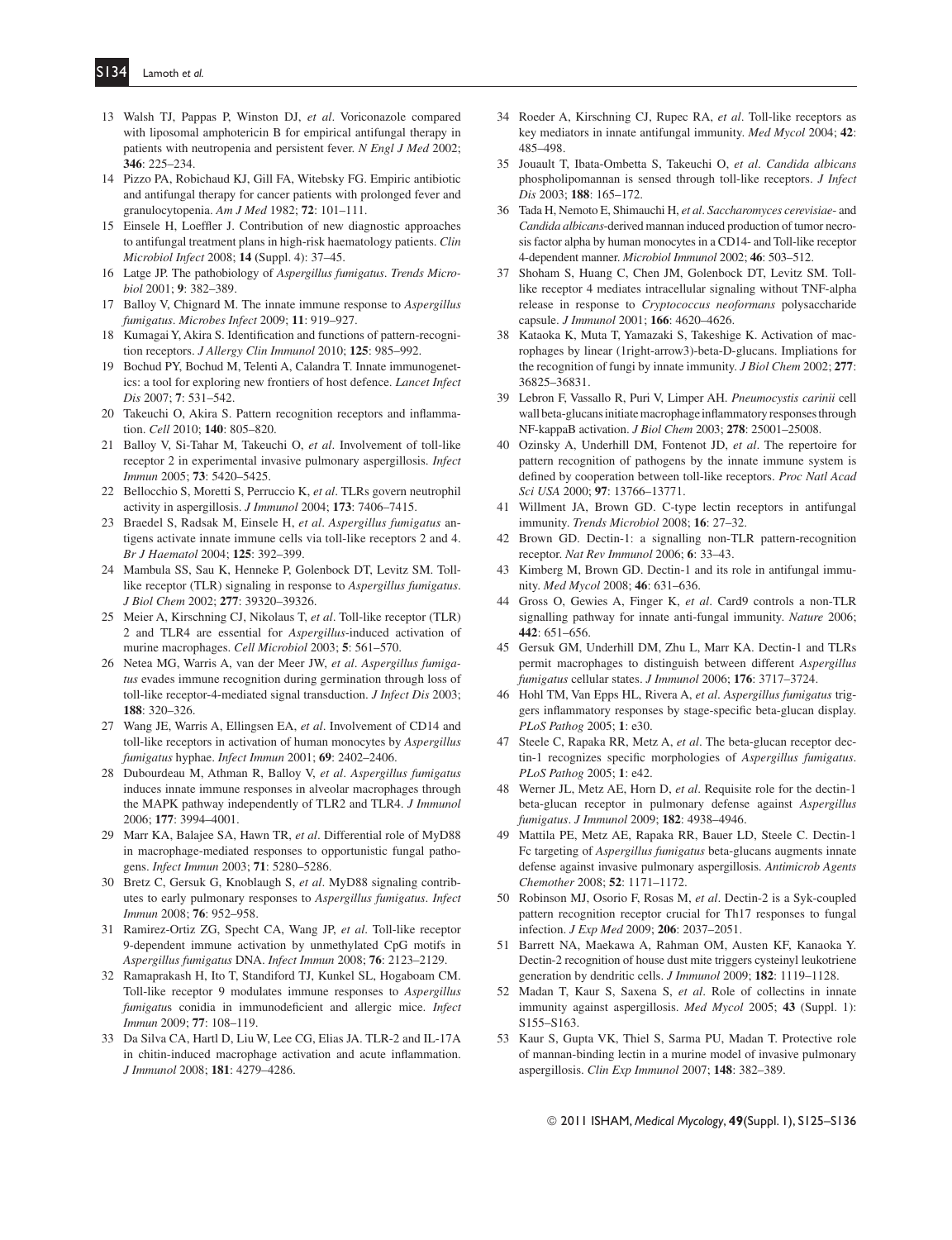13 Walsh TJ, Pappas P, Winston DJ, *et al*. Voriconazole compared with liposomal amphotericin B for empirical antifungal therapy in patients with neutropenia and persistent fever. *N Engl J Med* 2002; **346**: 225–234.

14 Pizzo PA, Robichaud KJ, Gill FA, Witebsky FG. Empiric antibiotic and antifungal therapy for cancer patients with prolonged fever and granulocytopenia. *Am J Med* 1982; **72**: 101–111.

15 Einsele H, Loeffler J. Contribution of new diagnostic approaches to antifungal treatment plans in high-risk haematology patients. *Clin Microbiol Infect* 2008; **14** (Suppl. 4): 37–45.

16 Latge JP. The pathobiology of *Aspergillus fumigatus*. *Trends Microbiol* 2001; **9**: 382–389.

17 Balloy V, Chignard M. The innate immune response to *Aspergillus fumigatus*. *Microbes Infect* 2009; **11**: 919–927.

18 Kumagai Y, Akira S. Identification and functions of pattern-recognition receptors. *J Allergy Clin Immunol* 2010; **125**: 985–992.

19 Bochud PY, Bochud M, Telenti A, Calandra T. Innate immunogenetics: a tool for exploring new frontiers of host defence. *Lancet Infect Dis* 2007; **7**: 531–542.

20 Takeuchi O, Akira S. Pattern recognition receptors and inflammation. *Cell* 2010; **140**: 805–820.

21 Balloy V, Si-Tahar M, Takeuchi O, *et al*. Involvement of toll-like receptor 2 in experimental invasive pulmonary aspergillosis. *Infect Immun* 2005; **73**: 5420–5425.

22 Bellocchio S, Moretti S, Perruccio K, *et al*. TLRs govern neutrophil activity in aspergillosis. *J Immunol* 2004; **173**: 7406–7415.

23 Braedel S, Radsak M, Einsele H, *et al*. *Aspergillus fumigatus* antigens activate innate immune cells via toll-like receptors 2 and 4. *Br J Haematol* 2004; **125**: 392–399.

24 Mambula SS, Sau K, Henneke P, Golenbock DT, Levitz SM. Toll-like receptor (TLR) signaling in response to *Aspergillus fumigatus*. *J Biol Chem* 2002; **277**: 39320–39326.

25 Meier A, Kirschning CJ, Nikolaus T, *et al*. Toll-like receptor (TLR) 2 and TLR4 are essential for *Aspergillus*-induced activation of murine macrophages. *Cell Microbiol* 2003; **5**: 561–570.

26 Netea MG, Warris A, van der Meer JW, *et al*. *Aspergillus fumigatus* evades immune recognition during germination through loss of toll-like receptor-4-mediated signal transduction. *J Infect Dis* 2003; **188**: 320–326.

27 Wang JE, Warris A, Ellingsen EA, *et al*. Involvement of CD14 and toll-like receptors in activation of human monocytes by *Aspergillus fumigatus* hyphae. *Infect Immun* 2001; **69**: 2402–2406.

28 Dubourdeau M, Athman R, Balloy V, *et al*. *Aspergillus fumigatus* induces innate immune responses in alveolar macrophages through the MAPK pathway independently of TLR2 and TLR4. *J Immunol* 2006; **177**: 3994–4001.

29 Marr KA, Balajee SA, Hawn TR, *et al*. Differential role of MyD88 in macrophage-mediated responses to opportunistic fungal pathogens. *Infect Immun* 2003; **71**: 5280–5286.

30 Bretz C, Gersuk G, Knoblaugh S, *et al*. MyD88 signaling contributes to early pulmonary responses to *Aspergillus fumigatus*. *Infect Immun* 2008; **76**: 952–958.

31 Ramirez-Ortiz ZG, Specht CA, Wang JP, *et al*. Toll-like receptor 9-dependent immune activation by unmethylated CpG motifs in *Aspergillus fumigatus* DNA. *Infect Immun* 2008; **76**: 2123–2129.

32 Ramaprakash H, Ito T, Standiford TJ, Kunkel SL, Hogaboam CM. Toll-like receptor 9 modulates immune responses to *Aspergillus fumigatus* conidia in immunodeficient and allergic mice. *Infect Immun* 2009; **77**: 108–119.

33 Da Silva CA, Hartl D, Liu W, Lee CG, Elias JA. TLR-2 and IL-17A in chitin-induced macrophage activation and acute inflammation. *J Immunol* 2008; **181**: 4279–4286.

34 Roeder A, Kirschning CJ, Rupec RA, *et al*. Toll-like receptors as key mediators in innate antifungal immunity. *Med Mycol* 2004; **42**: 485–498.

35 Jouault T, Ibata-Ombetta S, Takeuchi O, *et al*. *Candida albicans* phospholipomannan is sensed through toll-like receptors. *J Infect Dis* 2003; **188**: 165–172.

36 Tada H, Nemoto E, Shimauchi H, *et al*. *Saccharomyces cerevisiae*- and *Candida albicans*-derived mannan induced production of tumor necrosis factor alpha by human monocytes in a CD14- and Toll-like receptor 4-dependent manner. *Microbiol Immunol* 2002; **46**: 503–512.

37 Shoham S, Huang C, Chen JM, Golenbock DT, Levitz SM. Toll-like receptor 4 mediates intracellular signaling without TNF-alpha release in response to *Cryptococcus neoformans* polysaccharide capsule. *J Immunol* 2001; **166**: 4620–4626.

38 Kataoka K, Muta T, Yamazaki S, Takeshige K. Activation of macrophages by linear (1right-arrow3)-beta-D-glucans. Impliations for the recognition of fungi by innate immunity. *J Biol Chem* 2002; **277**: 36825–36831.

39 Lebron F, Vassallo R, Puri V, Limper AH. *Pneumocystis carinii* cell wall beta-glucans initiate macrophage inflammatory responses through NF-kappaB activation. *J Biol Chem* 2003; **278**: 25001–25008.

40 Ozinsky A, Underhill DM, Fontenot JD, *et al*. The repertoire for pattern recognition of pathogens by the innate immune system is defined by cooperation between toll-like receptors. *Proc Natl Acad Sci USA* 2000; **97**: 13766–13771.

41 Willment JA, Brown GD. C-type lectin receptors in antifungal immunity. *Trends Microbiol* 2008; **16**: 27–32.

42 Brown GD. Dectin-1: a signalling non-TLR pattern-recognition receptor. *Nat Rev Immunol* 2006; **6**: 33–43.

43 Kimberg M, Brown GD. Dectin-1 and its role in antifungal immunity. *Med Mycol* 2008; **46**: 631–636.

44 Gross O, Gewies A, Finger K, *et al*. Card9 controls a non-TLR signalling pathway for innate anti-fungal immunity. *Nature* 2006; **442**: 651–656.

45 Gersuk GM, Underhill DM, Zhu L, Marr KA. Dectin-1 and TLRs permit macrophages to distinguish between different *Aspergillus fumigatus* cellular states. *J Immunol* 2006; **176**: 3717–3724.

46 Hohl TM, Van Epps HL, Rivera A, *et al*. *Aspergillus fumigatus* triggers inflammatory responses by stage-specific beta-glucan display. *PLoS Pathog* 2005; **1**: e30.

47 Steele C, Rapaka RR, Metz A, *et al*. The beta-glucan receptor dectin-1 recognizes specific morphologies of *Aspergillus fumigatus*. *PLoS Pathog* 2005; **1**: e42.

48 Werner JL, Metz AE, Horn D, *et al*. Requisite role for the dectin-1 beta-glucan receptor in pulmonary defense against *Aspergillus fumigatus*. *J Immunol* 2009; **182**: 4938–4946.

49 Mattila PE, Metz AE, Rapaka RR, Bauer LD, Steele C. Dectin-1 Fc targeting of *Aspergillus fumigatus* beta-glucans augments innate defense against invasive pulmonary aspergillosis. *Antimicrob Agents Chemother* 2008; **52**: 1171–1172.

50 Robinson MJ, Osorio F, Rosas M, *et al*. Dectin-2 is a Syk-coupled pattern recognition receptor crucial for Th17 responses to fungal infection. *J Exp Med* 2009; **206**: 2037–2051.

51 Barrett NA, Maekawa A, Rahman OM, Austen KF, Kanaoka Y. Dectin-2 recognition of house dust mite triggers cysteinyl leukotriene generation by dendritic cells. *J Immunol* 2009; **182**: 1119–1128.

52 Madan T, Kaur S, Saxena S, *et al*. Role of collectins in innate immunity against aspergillosis. *Med Mycol* 2005; **43** (Suppl. 1): S155–S163.

53 Kaur S, Gupta VK, Thiel S, Sarma PU, Madan T. Protective role of mannan-binding lectin in a murine model of invasive pulmonary aspergillosis. *Clin Exp Immunol* 2007; **148**: 382–389.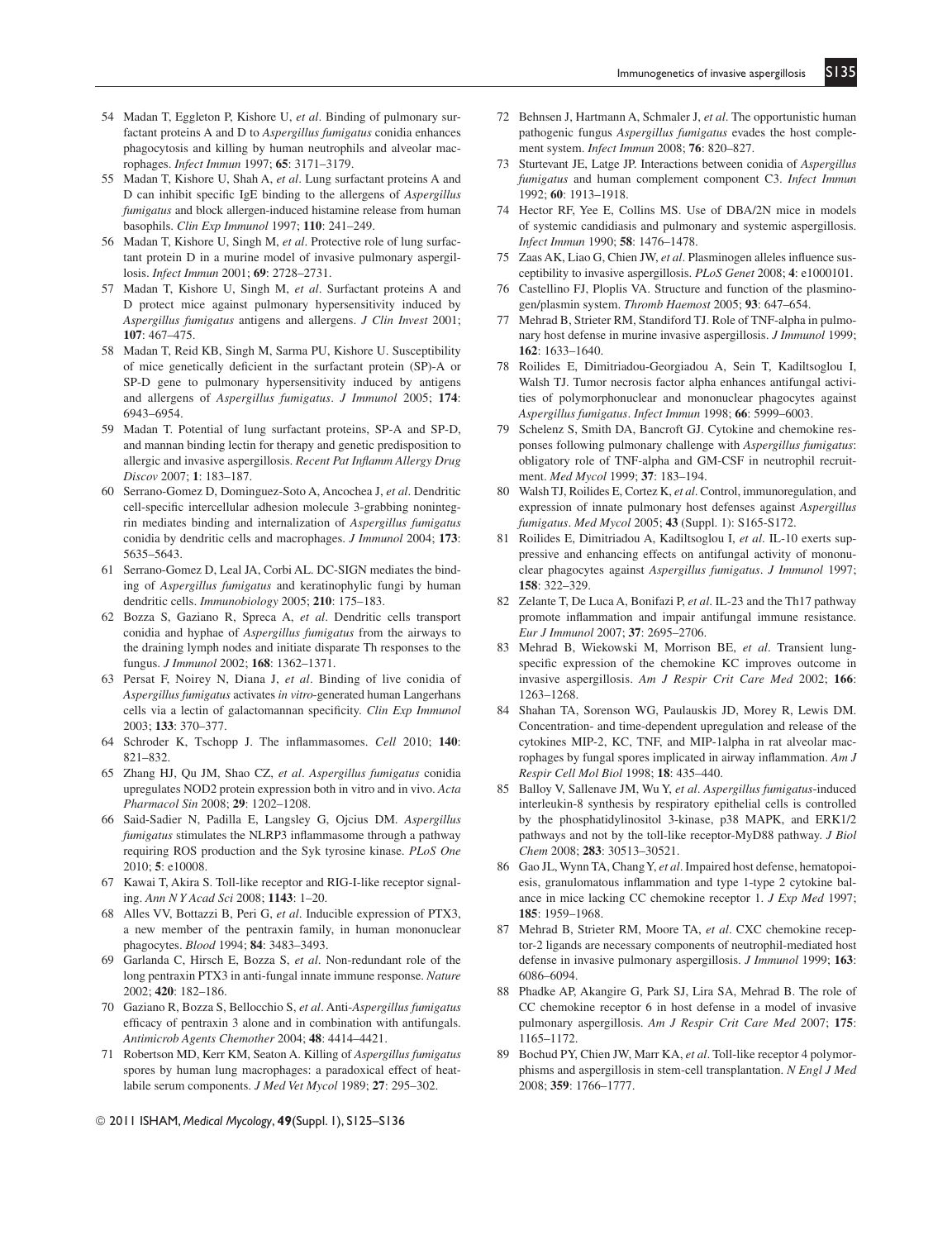54 Madan T, Eggleton P, Kishore U, *et al*. Binding of pulmonary surfactant proteins A and D to *Aspergillus fumigatus* conidia enhances phagocytosis and killing by human neutrophils and alveolar macrophages. *Infect Immun* 1997; **65**: 3171–3179.

55 Madan T, Kishore U, Shah A, *et al*. Lung surfactant proteins A and D can inhibit specific IgE binding to the allergens of *Aspergillus fumigatus* and block allergen-induced histamine release from human basophils. *Clin Exp Immunol* 1997; **110**: 241–249.

56 Madan T, Kishore U, Singh M, *et al*. Protective role of lung surfactant protein D in a murine model of invasive pulmonary aspergillosis. *Infect Immun* 2001; **69**: 2728–2731.

57 Madan T, Kishore U, Singh M, *et al*. Surfactant proteins A and D protect mice against pulmonary hypersensitivity induced by *Aspergillus fumigatus* antigens and allergens. *J Clin Invest* 2001; **107**: 467–475.

58 Madan T, Reid KB, Singh M, Sarma PU, Kishore U. Susceptibility of mice genetically deficient in the surfactant protein (SP)-A or SP-D gene to pulmonary hypersensitivity induced by antigens and allergens of *Aspergillus fumigatus*. *J Immunol* 2005; **174**: 6943–6954.

59 Madan T. Potential of lung surfactant proteins, SP-A and SP-D, and mannan binding lectin for therapy and genetic predisposition to allergic and invasive aspergillosis. *Recent Pat Inflamm Allergy Drug Discov* 2007; **1**: 183–187.

60 Serrano-Gomez D, Dominguez-Soto A, Ancochea J, *et al*. Dendritic cell-specific intercellular adhesion molecule 3-grabbing nonintegrin mediates binding and internalization of *Aspergillus fumigatus* conidia by dendritic cells and macrophages. *J Immunol* 2004; **173**: 5635–5643.

61 Serrano-Gomez D, Leal JA, Corbi AL. DC-SIGN mediates the binding of *Aspergillus fumigatus* and keratinophylic fungi by human dendritic cells. *Immunobiology* 2005; **210**: 175–183.

62 Bozza S, Gaziano R, Spreca A, *et al*. Dendritic cells transport conidia and hyphae of *Aspergillus fumigatus* from the airways to the draining lymph nodes and initiate disparate Th responses to the fungus. *J Immunol* 2002; **168**: 1362–1371.

63 Persat F, Noirey N, Diana J, *et al*. Binding of live conidia of *Aspergillus fumigatus* activates *in vitro*-generated human Langerhans cells via a lectin of galactomannan specificity. *Clin Exp Immunol* 2003; **133**: 370–377.

64 Schroder K, Tschopp J. The inflammasomes. *Cell* 2010; **140**: 821–832.

65 Zhang HJ, Qu JM, Shao CZ, *et al*. *Aspergillus fumigatus* conidia upregulates NOD2 protein expression both in vitro and in vivo. *Acta Pharmacol Sin* 2008; **29**: 1202–1208.

66 Said-Sadier N, Padilla E, Langsley G, Ojcius DM. *Aspergillus fumigatus* stimulates the NLRP3 inflammasome through a pathway requiring ROS production and the Syk tyrosine kinase. *PLoS One* 2010; **5**: e10008.

67 Kawai T, Akira S. Toll-like receptor and RIG-I-like receptor signaling. *Ann N Y Acad Sci* 2008; **1143**: 1–20.

68 Alles VV, Bottazzi B, Peri G, *et al*. Inducible expression of PTX3, a new member of the pentraxin family, in human mononuclear phagocytes. *Blood* 1994; **84**: 3483–3493.

69 Garlanda C, Hirsch E, Bozza S, *et al*. Non-redundant role of the long pentraxin PTX3 in anti-fungal innate immune response. *Nature* 2002; **420**: 182–186.

70 Gaziano R, Bozza S, Bellocchio S, *et al*. Anti-*Aspergillus fumigatus* efficacy of pentraxin 3 alone and in combination with antifungals. *Antimicrob Agents Chemother* 2004; **48**: 4414–4421.

71 Robertson MD, Kerr KM, Seaton A. Killing of *Aspergillus fumigatus* spores by human lung macrophages: a paradoxical effect of heat-labile serum components. *J Med Vet Mycol* 1989; **27**: 295–302.

72 Behnsen J, Hartmann A, Schmaler J, *et al*. The opportunistic human pathogenic fungus *Aspergillus fumigatus* evades the host complement system. *Infect Immun* 2008; **76**: 820–827.

73 Sturtevant JE, Latge JP. Interactions between conidia of *Aspergillus fumigatus* and human complement component C3. *Infect Immun* 1992; **60**: 1913–1918.

74 Hector RF, Yee E, Collins MS. Use of DBA/2N mice in models of systemic candidiasis and pulmonary and systemic aspergillosis. *Infect Immun* 1990; **58**: 1476–1478.

75 Zaas AK, Liao G, Chien JW, *et al*. Plasminogen alleles influence susceptibility to invasive aspergillosis. *PLoS Genet* 2008; **4**: e1000101.

76 Castellino FJ, Ploplis VA. Structure and function of the plasminogen/plasmin system. *Thromb Haemost* 2005; **93**: 647–654.

77 Mehrad B, Strieter RM, Standiford TJ. Role of TNF-alpha in pulmonary host defense in murine invasive aspergillosis. *J Immunol* 1999; **162**: 1633–1640.

78 Roilides E, Dimitriadou-Georgiadou A, Sein T, Kadiltsoglou I, Walsh TJ. Tumor necrosis factor alpha enhances antifungal activities of polymorphonuclear and mononuclear phagocytes against *Aspergillus fumigatus*. *Infect Immun* 1998; **66**: 5999–6003.

79 Schelenz S, Smith DA, Bancroft GJ. Cytokine and chemokine responses following pulmonary challenge with *Aspergillus fumigatus*: obligatory role of TNF-alpha and GM-CSF in neutrophil recruitment. *Med Mycol* 1999; **37**: 183–194.

80 Walsh TJ, Roilides E, Cortez K, *et al*. Control, immunoregulation, and expression of innate pulmonary host defenses against *Aspergillus fumigatus*. *Med Mycol* 2005; **43** (Suppl. 1): S165-S172.

81 Roilides E, Dimitriadou A, Kadiltsoglou I, *et al*. IL-10 exerts suppressive and enhancing effects on antifungal activity of mononuclear phagocytes against *Aspergillus fumigatus*. *J Immunol* 1997; **158**: 322–329.

82 Zelante T, De Luca A, Bonifazi P, *et al*. IL-23 and the Th17 pathway promote inflammation and impair antifungal immune resistance. *Eur J Immunol* 2007; **37**: 2695–2706.

83 Mehrad B, Wiekowski M, Morrison BE, *et al*. Transient lung-specific expression of the chemokine KC improves outcome in invasive aspergillosis. *Am J Respir Crit Care Med* 2002; **166**: 1263–1268.

84 Shahan TA, Sorenson WG, Paulauskis JD, Morey R, Lewis DM. Concentration- and time-dependent upregulation and release of the cytokines MIP-2, KC, TNF, and MIP-1alpha in rat alveolar macrophages by fungal spores implicated in airway inflammation. *Am J Respir Cell Mol Biol* 1998; **18**: 435–440.

85 Balloy V, Sallenave JM, Wu Y, *et al*. *Aspergillus fumigatus*-induced interleukin-8 synthesis by respiratory epithelial cells is controlled by the phosphatidylinositol 3-kinase, p38 MAPK, and ERK1/2 pathways and not by the toll-like receptor-MyD88 pathway. *J Biol Chem* 2008; **283**: 30513–30521.

86 Gao JL, Wynn TA, Chang Y, *et al*. Impaired host defense, hematopoiesis, granulomatous inflammation and type 1-type 2 cytokine balance in mice lacking CC chemokine receptor 1. *J Exp Med* 1997; **185**: 1959–1968.

87 Mehrad B, Strieter RM, Moore TA, *et al*. CXC chemokine receptor-2 ligands are necessary components of neutrophil-mediated host defense in invasive pulmonary aspergillosis. *J Immunol* 1999; **163**: 6086–6094.

88 Phadke AP, Akangire G, Park SJ, Lira SA, Mehrad B. The role of CC chemokine receptor 6 in host defense in a model of invasive pulmonary aspergillosis. *Am J Respir Crit Care Med* 2007; **175**: 1165–1172.

89 Bochud PY, Chien JW, Marr KA, *et al*. Toll-like receptor 4 polymorphisms and aspergillosis in stem-cell transplantation. *N Engl J Med* 2008; **359**: 1766–1777.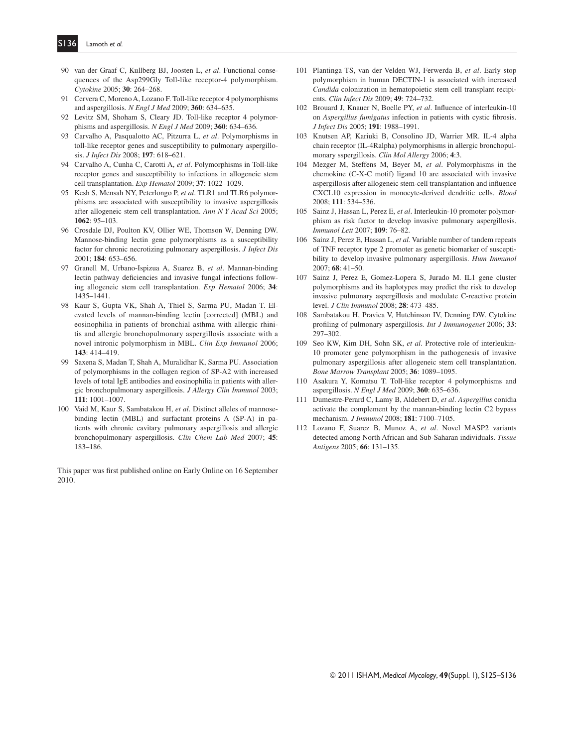90 van der Graaf C, Kullberg BJ, Joosten L, *et al*. Functional consequences of the Asp299Gly Toll-like receptor-4 polymorphism. *Cytokine* 2005; **30**: 264–268.

91 Cervera C, Moreno A, Lozano F. Toll-like receptor 4 polymorphisms and aspergillosis. *N Engl J Med* 2009; **360**: 634–635.

92 Levitz SM, Shoham S, Cleary JD. Toll-like receptor 4 polymorphisms and aspergillosis. *N Engl J Med* 2009; **360**: 634–636.

93 Carvalho A, Pasqualotto AC, Pitzurra L, *et al*. Polymorphisms in toll-like receptor genes and susceptibility to pulmonary aspergillosis. *J Infect Dis* 2008; **197**: 618–621.

94 Carvalho A, Cunha C, Carotti A, *et al*. Polymorphisms in Toll-like receptor genes and susceptibility to infections in allogeneic stem cell transplantation. *Exp Hematol* 2009; **37**: 1022–1029.

95 Kesh S, Mensah NY, Peterlongo P, *et al*. TLR1 and TLR6 polymorphisms are associated with susceptibility to invasive aspergillosis after allogeneic stem cell transplantation. *Ann N Y Acad Sci* 2005; **1062**: 95–103.

96 Crosdale DJ, Poulton KV, Ollier WE, Thomson W, Denning DW. Mannose-binding lectin gene polymorphisms as a susceptibility factor for chronic necrotizing pulmonary aspergillosis. *J Infect Dis* 2001; **184**: 653–656.

97 Granell M, Urbano-Ispizua A, Suarez B, *et al*. Mannan-binding lectin pathway deficiencies and invasive fungal infections following allogeneic stem cell transplantation. *Exp Hematol* 2006; **34**: 1435–1441.

98 Kaur S, Gupta VK, Shah A, Thiel S, Sarma PU, Madan T. Elevated levels of mannan-binding lectin [corrected] (MBL) and eosinophilia in patients of bronchial asthma with allergic rhinitis and allergic bronchopulmonary aspergillosis associate with a novel intronic polymorphism in MBL. *Clin Exp Immunol* 2006; **143**: 414–419.

99 Saxena S, Madan T, Shah A, Muralidhar K, Sarma PU. Association of polymorphisms in the collagen region of SP-A2 with increased levels of total IgE antibodies and eosinophilia in patients with allergic bronchopulmonary aspergillosis. *J Allergy Clin Immunol* 2003; **111**: 1001–1007.

100 Vaid M, Kaur S, Sambatakou H, *et al*. Distinct alleles of mannose-binding lectin (MBL) and surfactant proteins A (SP-A) in patients with chronic cavitary pulmonary aspergillosis and allergic bronchopulmonary aspergillosis. *Clin Chem Lab Med* 2007; **45**: 183–186.

101 Plantinga TS, van der Velden WJ, Ferwerda B, *et al*. Early stop polymorphism in human DECTIN-1 is associated with increased *Candida* colonization in hematopoietic stem cell transplant recipients. *Clin Infect Dis* 2009; **49**: 724–732.

102 Brouard J, Knauer N, Boelle PY, *et al*. Influence of interleukin-10 on *Aspergillus fumigatus* infection in patients with cystic fibrosis. *J Infect Dis* 2005; **191**: 1988–1991.

103 Knutsen AP, Kariuki B, Consolino JD, Warrier MR. IL-4 alpha chain receptor (IL-4Ralpha) polymorphisms in allergic bronchopulmonary sspergillosis. *Clin Mol Allergy* 2006; **4**:3.

104 Mezger M, Steffens M, Beyer M, *et al*. Polymorphisms in the chemokine (C-X-C motif) ligand 10 are associated with invasive aspergillosis after allogeneic stem-cell transplantation and influence CXCL10 expression in monocyte-derived dendritic cells. *Blood* 2008; **111**: 534–536.

105 Sainz J, Hassan L, Perez E, *et al*. Interleukin-10 promoter polymorphism as risk factor to develop invasive pulmonary aspergillosis. *Immunol Lett* 2007; **109**: 76–82.

106 Sainz J, Perez E, Hassan L, *et al*. Variable number of tandem repeats of TNF receptor type 2 promoter as genetic biomarker of susceptibility to develop invasive pulmonary aspergillosis. *Hum Immunol* 2007; **68**: 41–50.

107 Sainz J, Perez E, Gomez-Lopera S, Jurado M. IL1 gene cluster polymorphisms and its haplotypes may predict the risk to develop invasive pulmonary aspergillosis and modulate C-reactive protein level. *J Clin Immunol* 2008; **28**: 473–485.

108 Sambatakou H, Pravica V, Hutchinson IV, Denning DW. Cytokine profiling of pulmonary aspergillosis. *Int J Immunogenet* 2006; **33**: 297–302.

109 Seo KW, Kim DH, Sohn SK, *et al*. Protective role of interleukin-10 promoter gene polymorphism in the pathogenesis of invasive pulmonary aspergillosis after allogeneic stem cell transplantation. *Bone Marrow Transplant* 2005; **36**: 1089–1095.

110 Asakura Y, Komatsu T. Toll-like receptor 4 polymorphisms and aspergillosis. *N Engl J Med* 2009; **360**: 635–636.

111 Dumestre-Perard C, Lamy B, Aldebert D, *et al*. *Aspergillus* conidia activate the complement by the mannan-binding lectin C2 bypass mechanism. *J Immunol* 2008; **181**: 7100–7105.

112 Lozano F, Suarez B, Munoz A, *et al*. Novel MASP2 variants detected among North African and Sub-Saharan individuals. *Tissue Antigens* 2005; **66**: 131–135.

This paper was first published online on Early Online on 16 September 2010.